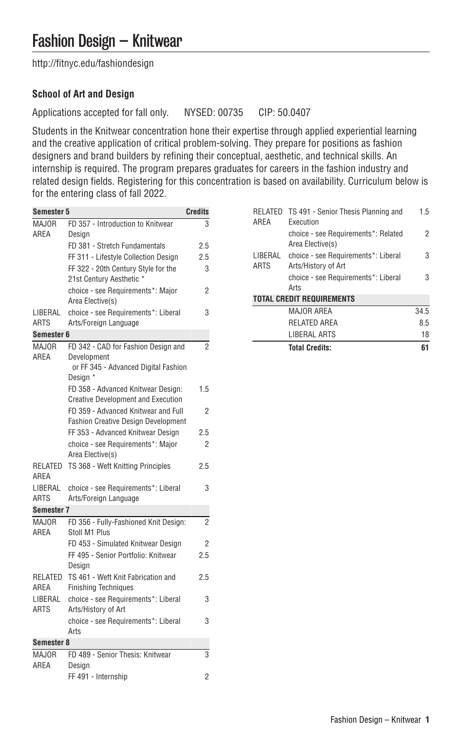# Fashion Design – Knitwear

http://fitnyc.edu/fashiondesign

### School of Art and Design

Applications accepted for fall only. NYSED: 00735 CIP: 50.0407

Students in the Knitwear concentration hone their expertise through applied experiential learning and the creative application of critical problem-solving. They prepare for positions as fashion designers and brand builders by refining their conceptual, aesthetic, and technical skills. An internship is required. The program prepares graduates for careers in the fashion industry and related design fields. Registering for this concentration is based on availability. Curriculum below is for the entering class of fall 2022.

| Semester 5 | | Credits |
|---|---|---|
| MAJOR AREA | FD 357 - Introduction to Knitwear Design | 3 |
| | FD 381 - Stretch Fundamentals | 2.5 |
| | FF 311 - Lifestyle Collection Design | 2.5 |
| | FF 322 - 20th Century Style for the 21st Century Aesthetic * | 3 |
| | choice - see Requirements*: Major Area Elective(s) | 2 |
| LIBERAL ARTS | choice - see Requirements*: Liberal Arts/Foreign Language | 3 |
| **Semester 6** | | |
| MAJOR AREA | FD 342 - CAD for Fashion Design and Development or FF 345 - Advanced Digital Fashion Design * | 2 |
| | FD 358 - Advanced Knitwear Design: Creative Development and Execution | 1.5 |
| | FD 359 - Advanced Knitwear and Full Fashion Creative Design Development | 2 |
| | FF 353 - Advanced Knitwear Design | 2.5 |
| | choice - see Requirements*: Major Area Elective(s) | 2 |
| RELATED AREA | TS 368 - Weft Knitting Principles | 2.5 |
| LIBERAL ARTS | choice - see Requirements*: Liberal Arts/Foreign Language | 3 |
| **Semester 7** | | |
| MAJOR AREA | FD 356 - Fully-Fashioned Knit Design: Stoll M1 Plus | 2 |
| | FD 453 - Simulated Knitwear Design | 2 |
| | FF 495 - Senior Portfolio: Knitwear Design | 2.5 |
| RELATED AREA | TS 461 - Weft Knit Fabrication and Finishing Techniques | 2.5 |
| LIBERAL ARTS | choice - see Requirements*: Liberal Arts/History of Art | 3 |
| | choice - see Requirements*: Liberal Arts | 3 |
| **Semester 8** | | |
| MAJOR AREA | FD 489 - Senior Thesis: Knitwear Design | 3 |
| | FF 491 - Internship | 2 |
| RELATED AREA | TS 491 - Senior Thesis Planning and Execution | 1.5 |
| | choice - see Requirements*: Related Area Elective(s) | 2 |
| LIBERAL ARTS | choice - see Requirements*: Liberal Arts/History of Art | 3 |
| | choice - see Requirements*: Liberal Arts | 3 |
| **TOTAL CREDIT REQUIREMENTS** | | |
| | MAJOR AREA | 34.5 |
| | RELATED AREA | 8.5 |
| | LIBERAL ARTS | 18 |
| | **Total Credits:** | **61** |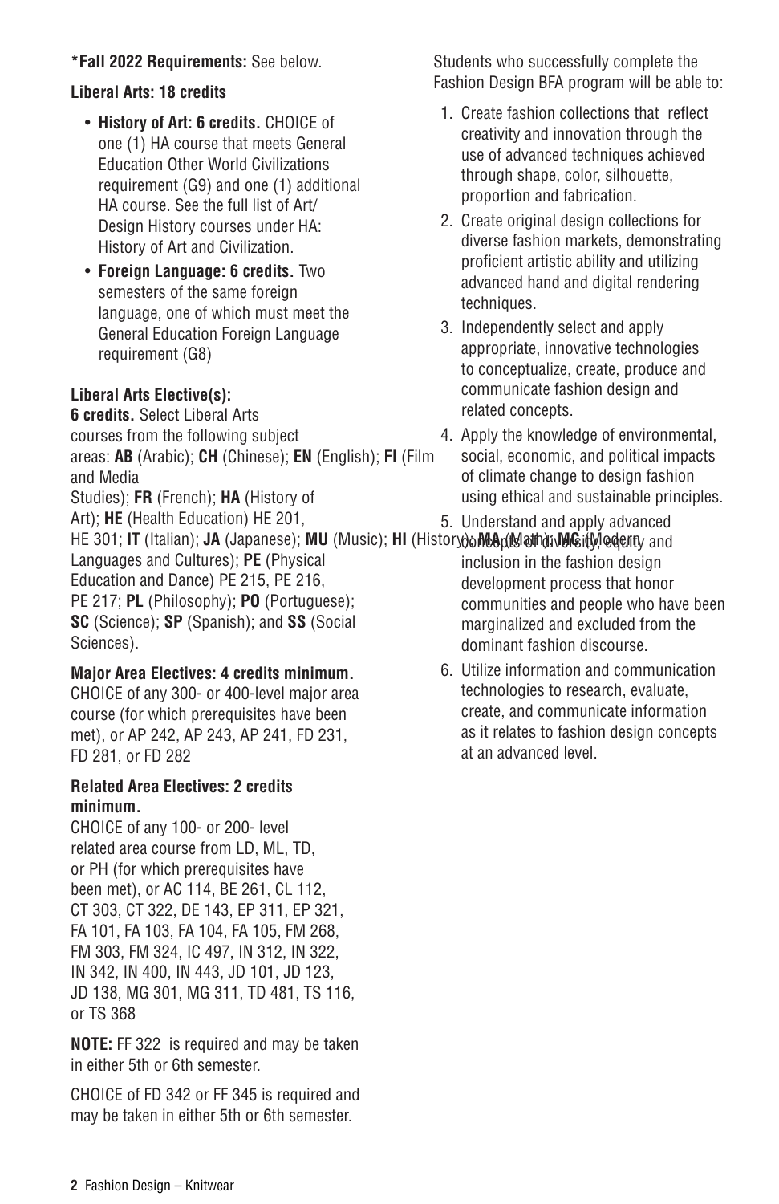**\*Fall 2022 Requirements:** See below.

**Liberal Arts: 18 credits**

- **History of Art: 6 credits.** CHOICE of one (1) HA course that meets General Education Other World Civilizations requirement (G9) and one (1) additional HA course. See the full list of Art/ Design History courses under HA: History of Art and Civilization.
- **Foreign Language: 6 credits.** Two semesters of the same foreign language, one of which must meet the General Education Foreign Language requirement (G8)

**Liberal Arts Elective(s):**
**6 credits.** Select Liberal Arts courses from the following subject areas: **AB** (Arabic); **CH** (Chinese); **EN** (English); **FI** (Film and Media Studies); **FR** (French); **HA** (History of Art); **HE** (Health Education) HE 201, HE 301; **IT** (Italian); **JA** (Japanese); **MU** (Music); **HI** (History); **MA** (Math); **MG** (Modern Languages and Cultures); **PE** (Physical Education and Dance) PE 215, PE 216, PE 217; **PL** (Philosophy); **PO** (Portuguese); **SC** (Science); **SP** (Spanish); and **SS** (Social Sciences).

**Major Area Electives: 4 credits minimum.**
CHOICE of any 300- or 400-level major area course (for which prerequisites have been met), or AP 242, AP 243, AP 241, FD 231, FD 281, or FD 282

**Related Area Electives: 2 credits minimum.**
CHOICE of any 100- or 200- level related area course from LD, ML, TD, or PH (for which prerequisites have been met), or AC 114, BE 261, CL 112, CT 303, CT 322, DE 143, EP 311, EP 321, FA 101, FA 103, FA 104, FA 105, FM 268, FM 303, FM 324, IC 497, IN 312, IN 322, IN 342, IN 400, IN 443, JD 101, JD 123, JD 138, MG 301, MG 311, TD 481, TS 116, or TS 368

**NOTE:** FF 322 is required and may be taken in either 5th or 6th semester.

CHOICE of FD 342 or FF 345 is required and may be taken in either 5th or 6th semester.

Students who successfully complete the Fashion Design BFA program will be able to:

1. Create fashion collections that reflect creativity and innovation through the use of advanced techniques achieved through shape, color, silhouette, proportion and fabrication.
2. Create original design collections for diverse fashion markets, demonstrating proficient artistic ability and utilizing advanced hand and digital rendering techniques.
3. Independently select and apply appropriate, innovative technologies to conceptualize, create, produce and communicate fashion design and related concepts.
4. Apply the knowledge of environmental, social, economic, and political impacts of climate change to design fashion using ethical and sustainable principles.
5. Understand and apply advanced concepts of diversity, equity and inclusion in the fashion design development process that honor communities and people who have been marginalized and excluded from the dominant fashion discourse.
6. Utilize information and communication technologies to research, evaluate, create, and communicate information as it relates to fashion design concepts at an advanced level.